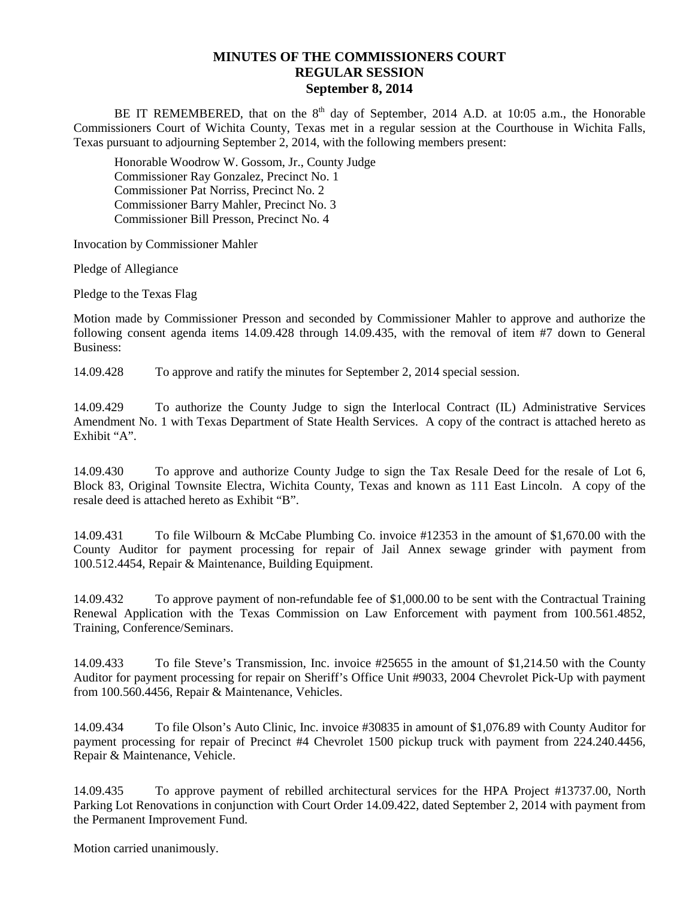# MINUTES OF THE COMMISSIONERS COURT
## REGULAR SESSION
## September 8, 2014

BE IT REMEMBERED, that on the 8th day of September, 2014 A.D. at 10:05 a.m., the Honorable Commissioners Court of Wichita County, Texas met in a regular session at the Courthouse in Wichita Falls, Texas pursuant to adjourning September 2, 2014, with the following members present:

Honorable Woodrow W. Gossom, Jr., County Judge
Commissioner Ray Gonzalez, Precinct No. 1
Commissioner Pat Norriss, Precinct No. 2
Commissioner Barry Mahler, Precinct No. 3
Commissioner Bill Presson, Precinct No. 4

Invocation by Commissioner Mahler

Pledge of Allegiance

Pledge to the Texas Flag

Motion made by Commissioner Presson and seconded by Commissioner Mahler to approve and authorize the following consent agenda items 14.09.428 through 14.09.435, with the removal of item #7 down to General Business:

14.09.428 To approve and ratify the minutes for September 2, 2014 special session.

14.09.429 To authorize the County Judge to sign the Interlocal Contract (IL) Administrative Services Amendment No. 1 with Texas Department of State Health Services. A copy of the contract is attached hereto as Exhibit "A".

14.09.430 To approve and authorize County Judge to sign the Tax Resale Deed for the resale of Lot 6, Block 83, Original Townsite Electra, Wichita County, Texas and known as 111 East Lincoln. A copy of the resale deed is attached hereto as Exhibit "B".

14.09.431 To file Wilbourn & McCabe Plumbing Co. invoice #12353 in the amount of $1,670.00 with the County Auditor for payment processing for repair of Jail Annex sewage grinder with payment from 100.512.4454, Repair & Maintenance, Building Equipment.

14.09.432 To approve payment of non-refundable fee of $1,000.00 to be sent with the Contractual Training Renewal Application with the Texas Commission on Law Enforcement with payment from 100.561.4852, Training, Conference/Seminars.

14.09.433 To file Steve's Transmission, Inc. invoice #25655 in the amount of $1,214.50 with the County Auditor for payment processing for repair on Sheriff's Office Unit #9033, 2004 Chevrolet Pick-Up with payment from 100.560.4456, Repair & Maintenance, Vehicles.

14.09.434 To file Olson's Auto Clinic, Inc. invoice #30835 in amount of $1,076.89 with County Auditor for payment processing for repair of Precinct #4 Chevrolet 1500 pickup truck with payment from 224.240.4456, Repair & Maintenance, Vehicle.

14.09.435 To approve payment of rebilled architectural services for the HPA Project #13737.00, North Parking Lot Renovations in conjunction with Court Order 14.09.422, dated September 2, 2014 with payment from the Permanent Improvement Fund.

Motion carried unanimously.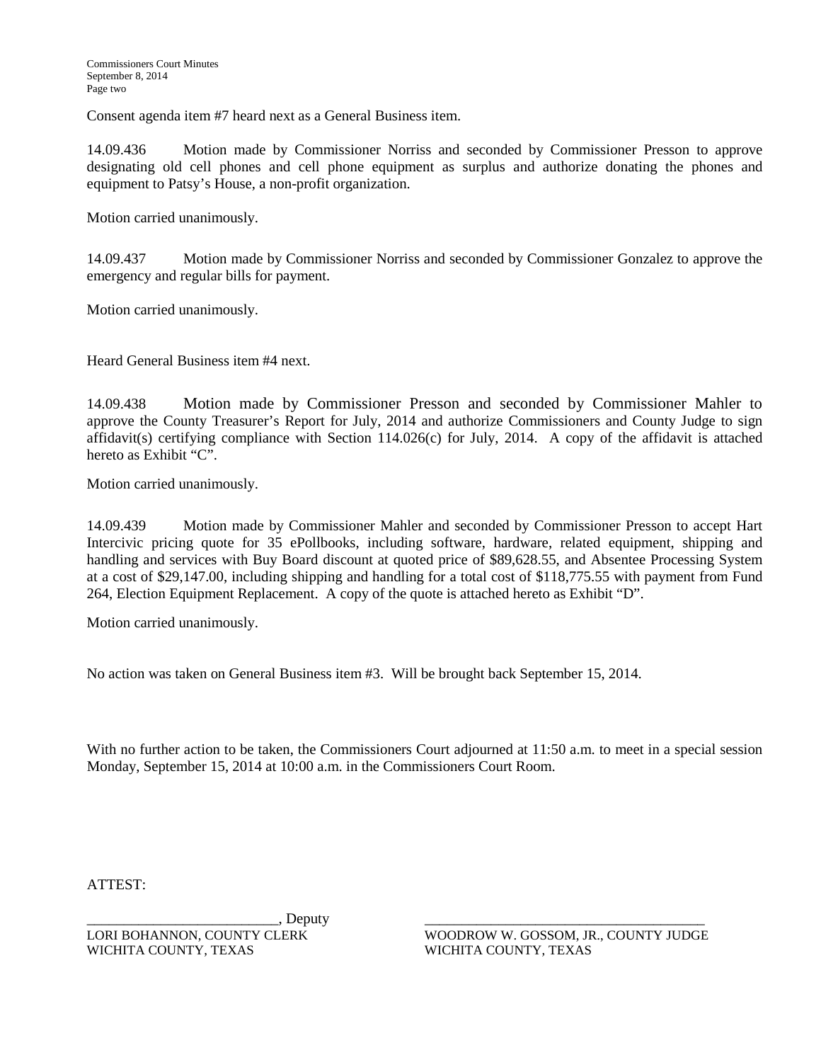Consent agenda item #7 heard next as a General Business item.

14.09.436 Motion made by Commissioner Norriss and seconded by Commissioner Presson to approve designating old cell phones and cell phone equipment as surplus and authorize donating the phones and equipment to Patsy's House, a non-profit organization.

Motion carried unanimously.

14.09.437 Motion made by Commissioner Norriss and seconded by Commissioner Gonzalez to approve the emergency and regular bills for payment.

Motion carried unanimously.

Heard General Business item #4 next.

14.09.438 Motion made by Commissioner Presson and seconded by Commissioner Mahler to approve the County Treasurer's Report for July, 2014 and authorize Commissioners and County Judge to sign affidavit(s) certifying compliance with Section 114.026(c) for July, 2014. A copy of the affidavit is attached hereto as Exhibit "C".

Motion carried unanimously.

14.09.439 Motion made by Commissioner Mahler and seconded by Commissioner Presson to accept Hart Intercivic pricing quote for 35 ePollbooks, including software, hardware, related equipment, shipping and handling and services with Buy Board discount at quoted price of $89,628.55, and Absentee Processing System at a cost of $29,147.00, including shipping and handling for a total cost of $118,775.55 with payment from Fund 264, Election Equipment Replacement. A copy of the quote is attached hereto as Exhibit "D".

Motion carried unanimously.

No action was taken on General Business item #3. Will be brought back September 15, 2014.

With no further action to be taken, the Commissioners Court adjourned at 11:50 a.m. to meet in a special session Monday, September 15, 2014 at 10:00 a.m. in the Commissioners Court Room.

ATTEST:

___________________________, Deputy
LORI BOHANNON, COUNTY CLERK
WICHITA COUNTY, TEXAS

_________________________________________
WOODROW W. GOSSOM, JR., COUNTY JUDGE
WICHITA COUNTY, TEXAS